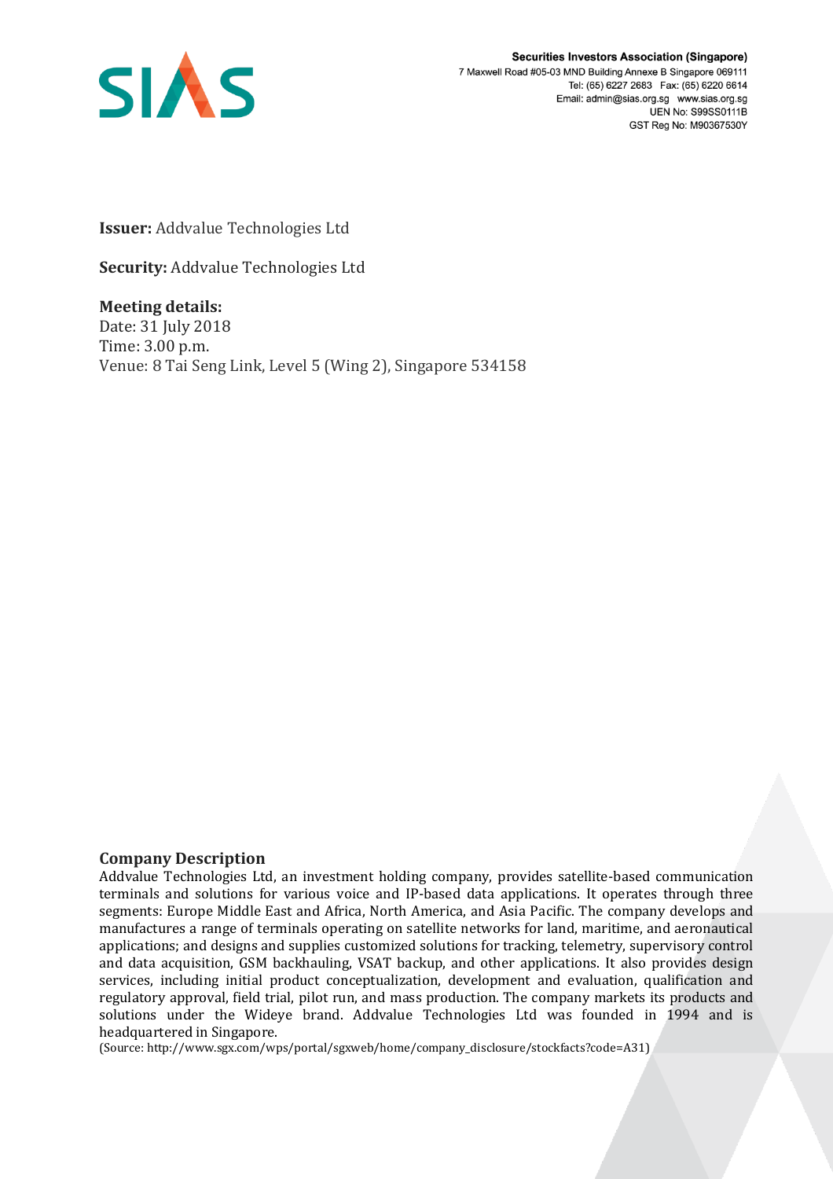Securities Investors Association (Singapore)
7 Maxwell Road #05-03 MND Building Annexe B Singapore 069111
Tel: (65) 6227 2683 Fax: (65) 6220 6614
Email: admin@sias.org.sg www.sias.org.sg
UEN No: S99SS0111B
GST Reg No: M90367530Y

**Issuer:** Addvalue Technologies Ltd

**Security:** Addvalue Technologies Ltd

**Meeting details:**
Date: 31 July 2018
Time: 3.00 p.m.
Venue: 8 Tai Seng Link, Level 5 (Wing 2), Singapore 534158

## Company Description

Addvalue Technologies Ltd, an investment holding company, provides satellite-based communication terminals and solutions for various voice and IP-based data applications. It operates through three segments: Europe Middle East and Africa, North America, and Asia Pacific. The company develops and manufactures a range of terminals operating on satellite networks for land, maritime, and aeronautical applications; and designs and supplies customized solutions for tracking, telemetry, supervisory control and data acquisition, GSM backhauling, VSAT backup, and other applications. It also provides design services, including initial product conceptualization, development and evaluation, qualification and regulatory approval, field trial, pilot run, and mass production. The company markets its products and solutions under the Wideye brand. Addvalue Technologies Ltd was founded in 1994 and is headquartered in Singapore.

(Source: http://www.sgx.com/wps/portal/sgxweb/home/company_disclosure/stockfacts?code=A31)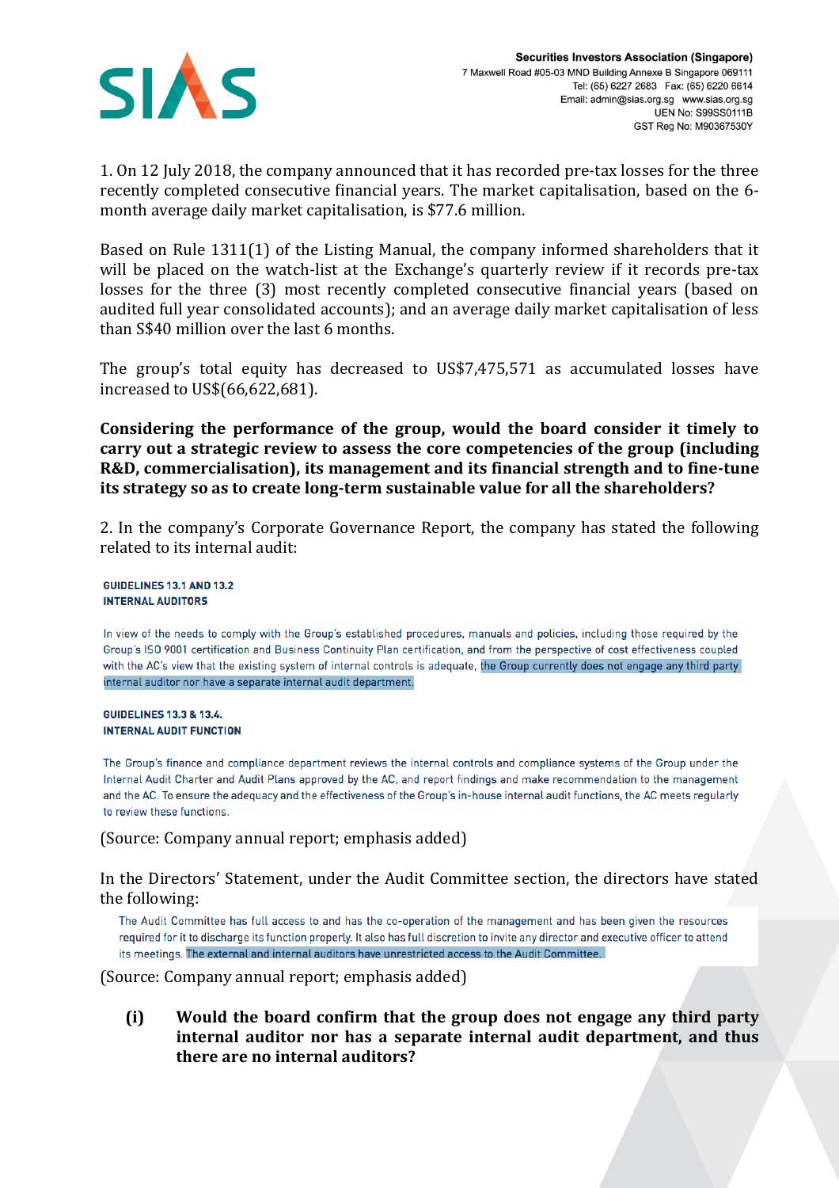1. On 12 July 2018, the company announced that it has recorded pre-tax losses for the three recently completed consecutive financial years. The market capitalisation, based on the 6-month average daily market capitalisation, is $77.6 million.

Based on Rule 1311(1) of the Listing Manual, the company informed shareholders that it will be placed on the watch-list at the Exchange's quarterly review if it records pre-tax losses for the three (3) most recently completed consecutive financial years (based on audited full year consolidated accounts); and an average daily market capitalisation of less than S$40 million over the last 6 months.

The group's total equity has decreased to US$7,475,571 as accumulated losses have increased to US$(66,622,681).

**Considering the performance of the group, would the board consider it timely to carry out a strategic review to assess the core competencies of the group (including R&D, commercialisation), its management and its financial strength and to fine-tune its strategy so as to create long-term sustainable value for all the shareholders?**

2. In the company's Corporate Governance Report, the company has stated the following related to its internal audit:

**GUIDELINES 13.1 AND 13.2**
**INTERNAL AUDITORS**

In view of the needs to comply with the Group's established procedures, manuals and policies, including those required by the Group's ISO 9001 certification and Business Continuity Plan certification, and from the perspective of cost effectiveness coupled with the AC's view that the existing system of internal controls is adequate, the Group currently does not engage any third party internal auditor nor have a separate internal audit department.

**GUIDELINES 13.3 & 13.4.**
**INTERNAL AUDIT FUNCTION**

The Group's finance and compliance department reviews the internal controls and compliance systems of the Group under the Internal Audit Charter and Audit Plans approved by the AC, and report findings and make recommendation to the management and the AC. To ensure the adequacy and the effectiveness of the Group's in-house internal audit functions, the AC meets regularly to review these functions.

(Source: Company annual report; emphasis added)

In the Directors' Statement, under the Audit Committee section, the directors have stated the following:

The Audit Committee has full access to and has the co-operation of the management and has been given the resources required for it to discharge its function properly. It also has full discretion to invite any director and executive officer to attend its meetings. The external and internal auditors have unrestricted access to the Audit Committee.

(Source: Company annual report; emphasis added)

**(i) Would the board confirm that the group does not engage any third party internal auditor nor has a separate internal audit department, and thus there are no internal auditors?**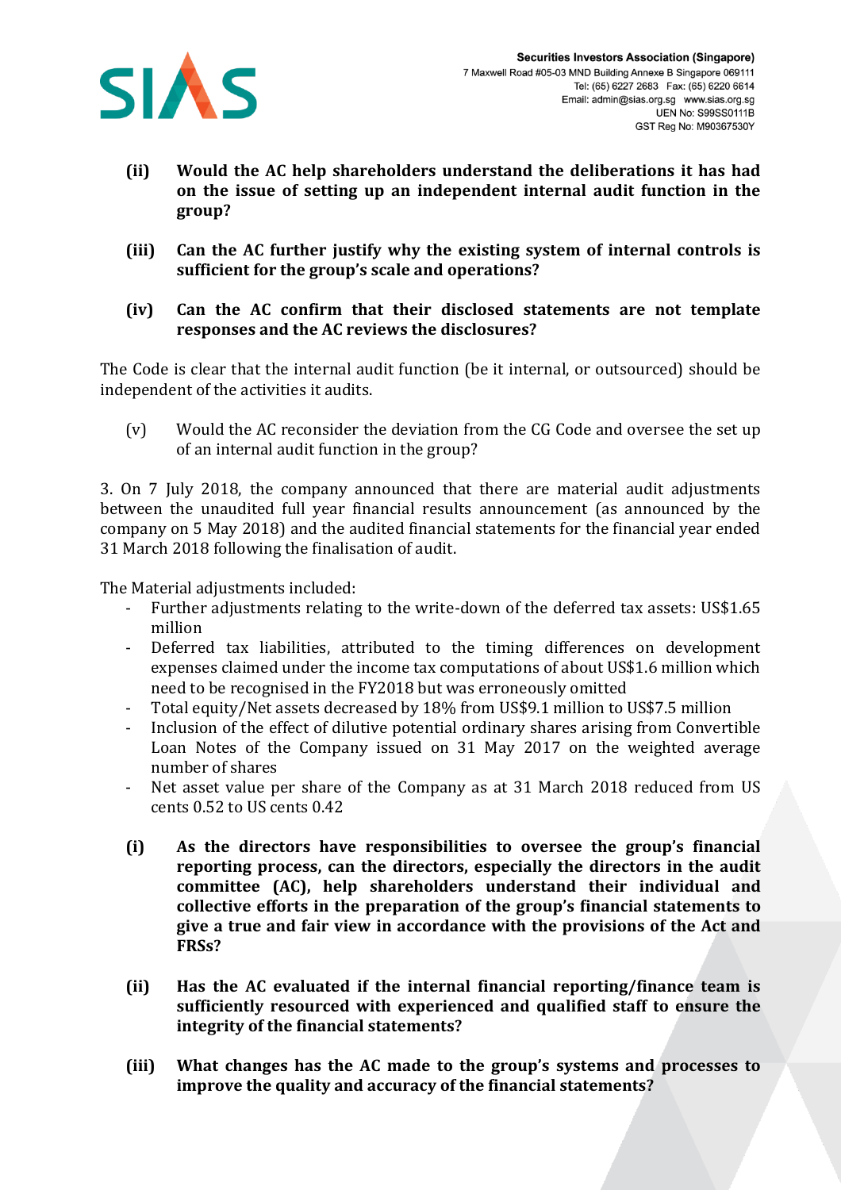**(ii) Would the AC help shareholders understand the deliberations it has had on the issue of setting up an independent internal audit function in the group?**

**(iii) Can the AC further justify why the existing system of internal controls is sufficient for the group's scale and operations?**

**(iv) Can the AC confirm that their disclosed statements are not template responses and the AC reviews the disclosures?**

The Code is clear that the internal audit function (be it internal, or outsourced) should be independent of the activities it audits.

(v) Would the AC reconsider the deviation from the CG Code and oversee the set up of an internal audit function in the group?

3. On 7 July 2018, the company announced that there are material audit adjustments between the unaudited full year financial results announcement (as announced by the company on 5 May 2018) and the audited financial statements for the financial year ended 31 March 2018 following the finalisation of audit.

The Material adjustments included:

- Further adjustments relating to the write-down of the deferred tax assets: US$1.65 million
- Deferred tax liabilities, attributed to the timing differences on development expenses claimed under the income tax computations of about US$1.6 million which need to be recognised in the FY2018 but was erroneously omitted
- Total equity/Net assets decreased by 18% from US$9.1 million to US$7.5 million
- Inclusion of the effect of dilutive potential ordinary shares arising from Convertible Loan Notes of the Company issued on 31 May 2017 on the weighted average number of shares
- Net asset value per share of the Company as at 31 March 2018 reduced from US cents 0.52 to US cents 0.42

**(i) As the directors have responsibilities to oversee the group's financial reporting process, can the directors, especially the directors in the audit committee (AC), help shareholders understand their individual and collective efforts in the preparation of the group's financial statements to give a true and fair view in accordance with the provisions of the Act and FRSs?**

**(ii) Has the AC evaluated if the internal financial reporting/finance team is sufficiently resourced with experienced and qualified staff to ensure the integrity of the financial statements?**

**(iii) What changes has the AC made to the group's systems and processes to improve the quality and accuracy of the financial statements?**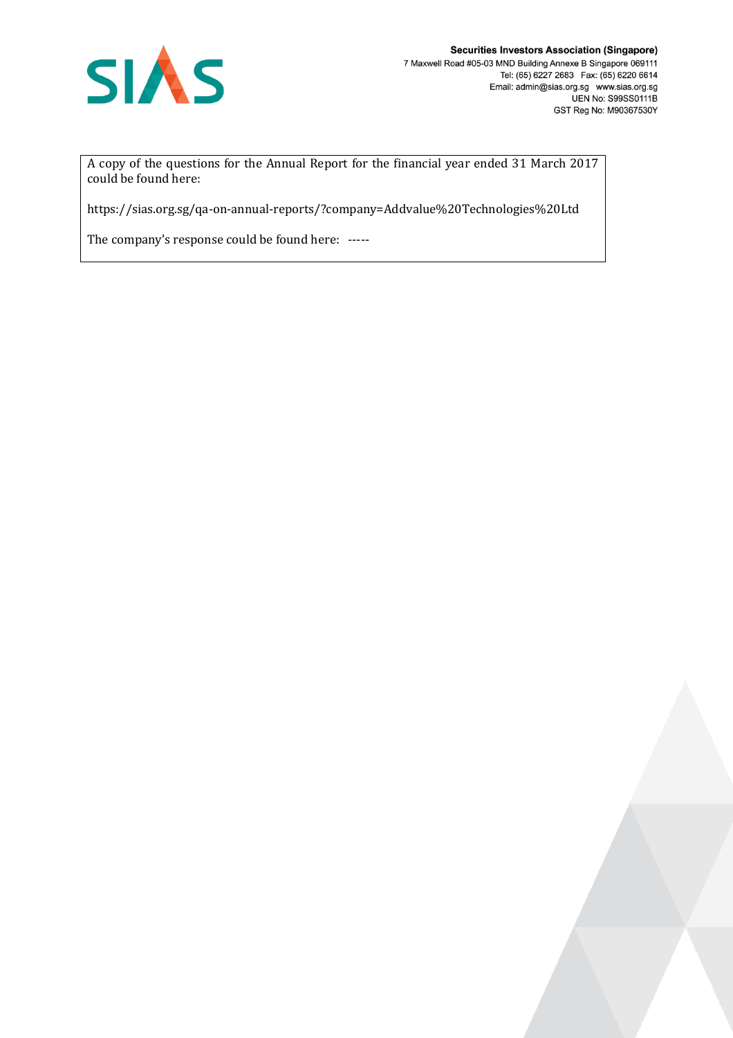A copy of the questions for the Annual Report for the financial year ended 31 March 2017 could be found here:

https://sias.org.sg/qa-on-annual-reports/?company=Addvalue%20Technologies%20Ltd

The company's response could be found here: -----